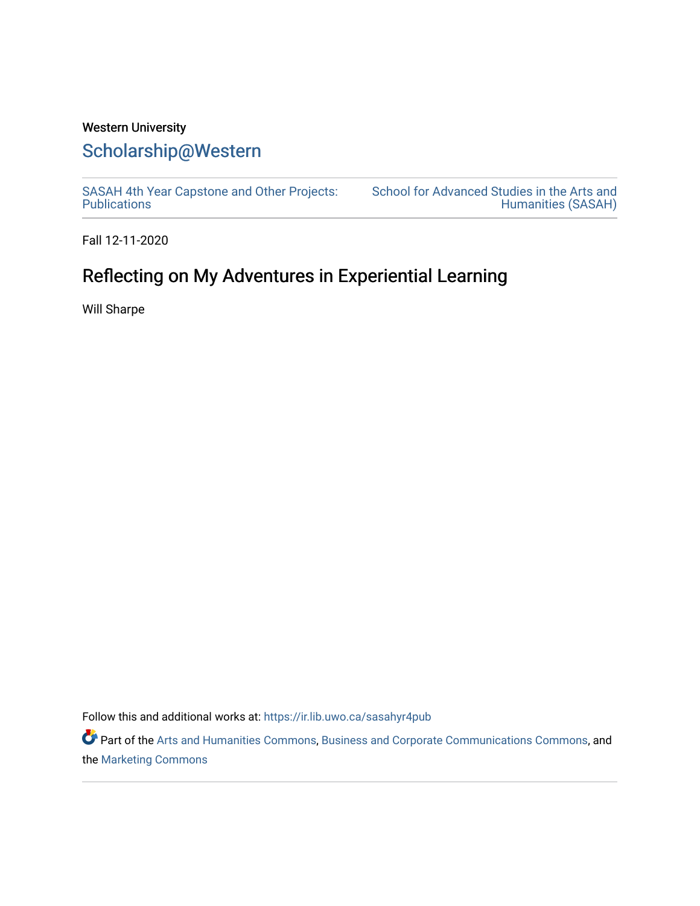Western University

# Scholarship@Western

SASAH 4th Year Capstone and Other Projects: Publications

School for Advanced Studies in the Arts and Humanities (SASAH)

Fall 12-11-2020

## Reflecting on My Adventures in Experiential Learning

Will Sharpe

Follow this and additional works at: https://ir.lib.uwo.ca/sasahyr4pub

Part of the Arts and Humanities Commons, Business and Corporate Communications Commons, and the Marketing Commons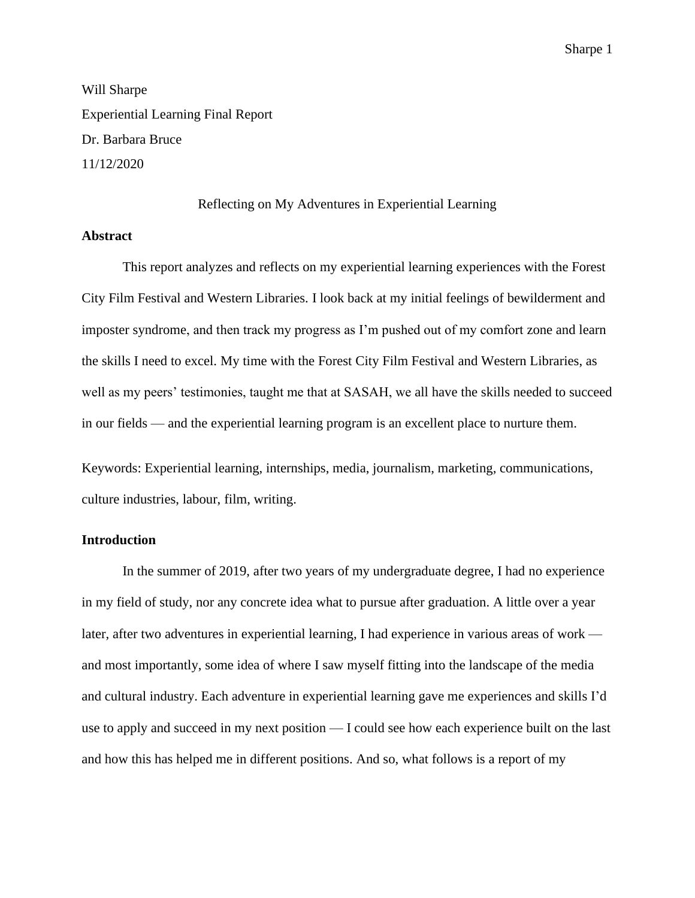Will Sharpe

Experiential Learning Final Report

Dr. Barbara Bruce

11/12/2020

# Reflecting on My Adventures in Experiential Learning

## Abstract

This report analyzes and reflects on my experiential learning experiences with the Forest City Film Festival and Western Libraries. I look back at my initial feelings of bewilderment and imposter syndrome, and then track my progress as I'm pushed out of my comfort zone and learn the skills I need to excel. My time with the Forest City Film Festival and Western Libraries, as well as my peers' testimonies, taught me that at SASAH, we all have the skills needed to succeed in our fields — and the experiential learning program is an excellent place to nurture them.

Keywords: Experiential learning, internships, media, journalism, marketing, communications, culture industries, labour, film, writing.

## Introduction

In the summer of 2019, after two years of my undergraduate degree, I had no experience in my field of study, nor any concrete idea what to pursue after graduation. A little over a year later, after two adventures in experiential learning, I had experience in various areas of work — and most importantly, some idea of where I saw myself fitting into the landscape of the media and cultural industry. Each adventure in experiential learning gave me experiences and skills I'd use to apply and succeed in my next position — I could see how each experience built on the last and how this has helped me in different positions. And so, what follows is a report of my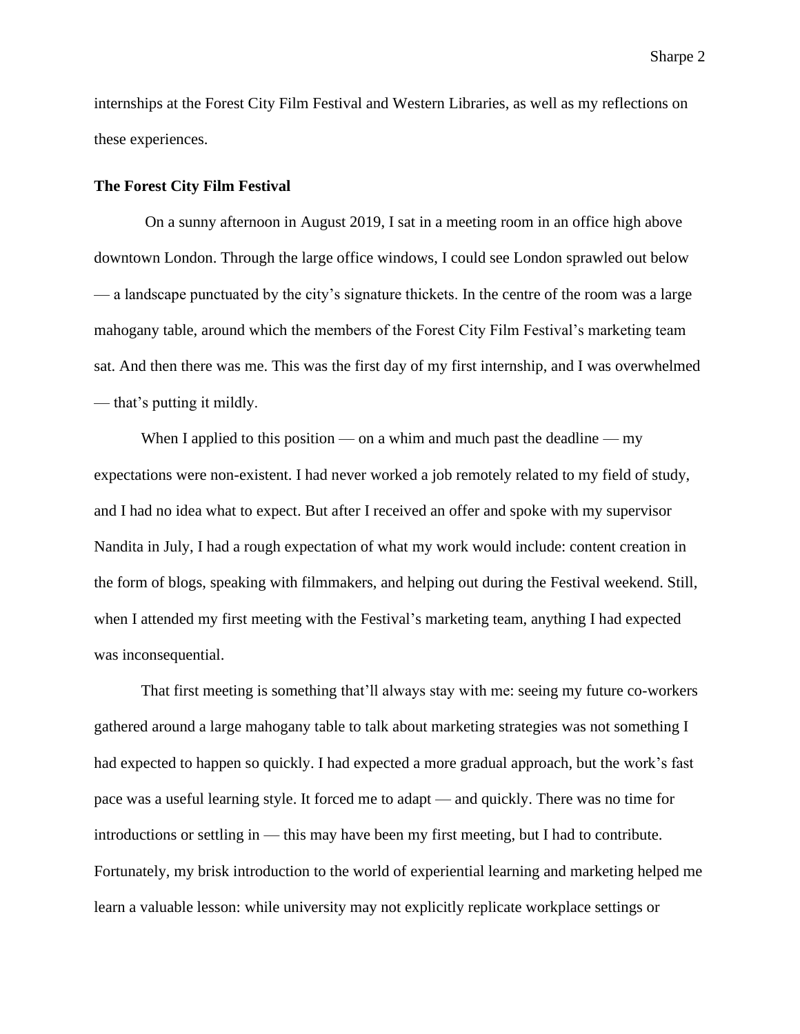internships at the Forest City Film Festival and Western Libraries, as well as my reflections on these experiences.

**The Forest City Film Festival**

On a sunny afternoon in August 2019, I sat in a meeting room in an office high above downtown London. Through the large office windows, I could see London sprawled out below — a landscape punctuated by the city's signature thickets. In the centre of the room was a large mahogany table, around which the members of the Forest City Film Festival's marketing team sat. And then there was me. This was the first day of my first internship, and I was overwhelmed — that's putting it mildly.

When I applied to this position — on a whim and much past the deadline — my expectations were non-existent. I had never worked a job remotely related to my field of study, and I had no idea what to expect. But after I received an offer and spoke with my supervisor Nandita in July, I had a rough expectation of what my work would include: content creation in the form of blogs, speaking with filmmakers, and helping out during the Festival weekend. Still, when I attended my first meeting with the Festival's marketing team, anything I had expected was inconsequential.

That first meeting is something that'll always stay with me: seeing my future co-workers gathered around a large mahogany table to talk about marketing strategies was not something I had expected to happen so quickly. I had expected a more gradual approach, but the work's fast pace was a useful learning style. It forced me to adapt — and quickly. There was no time for introductions or settling in — this may have been my first meeting, but I had to contribute. Fortunately, my brisk introduction to the world of experiential learning and marketing helped me learn a valuable lesson: while university may not explicitly replicate workplace settings or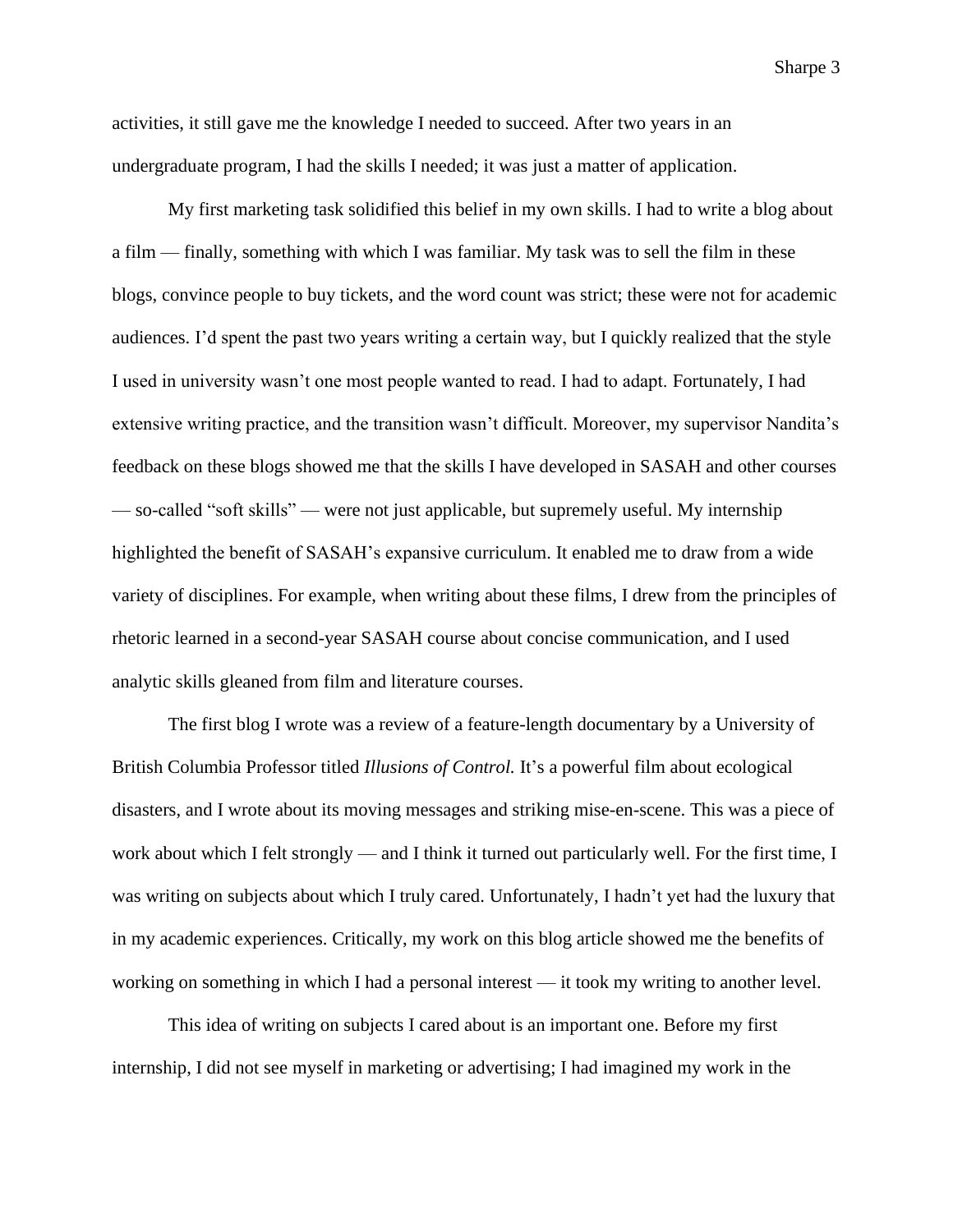activities, it still gave me the knowledge I needed to succeed. After two years in an undergraduate program, I had the skills I needed; it was just a matter of application.

My first marketing task solidified this belief in my own skills. I had to write a blog about a film — finally, something with which I was familiar. My task was to sell the film in these blogs, convince people to buy tickets, and the word count was strict; these were not for academic audiences. I'd spent the past two years writing a certain way, but I quickly realized that the style I used in university wasn't one most people wanted to read. I had to adapt. Fortunately, I had extensive writing practice, and the transition wasn't difficult. Moreover, my supervisor Nandita's feedback on these blogs showed me that the skills I have developed in SASAH and other courses — so-called "soft skills" — were not just applicable, but supremely useful. My internship highlighted the benefit of SASAH's expansive curriculum. It enabled me to draw from a wide variety of disciplines. For example, when writing about these films, I drew from the principles of rhetoric learned in a second-year SASAH course about concise communication, and I used analytic skills gleaned from film and literature courses.

The first blog I wrote was a review of a feature-length documentary by a University of British Columbia Professor titled *Illusions of Control.* It's a powerful film about ecological disasters, and I wrote about its moving messages and striking mise-en-scene. This was a piece of work about which I felt strongly — and I think it turned out particularly well. For the first time, I was writing on subjects about which I truly cared. Unfortunately, I hadn't yet had the luxury that in my academic experiences. Critically, my work on this blog article showed me the benefits of working on something in which I had a personal interest — it took my writing to another level.

This idea of writing on subjects I cared about is an important one. Before my first internship, I did not see myself in marketing or advertising; I had imagined my work in the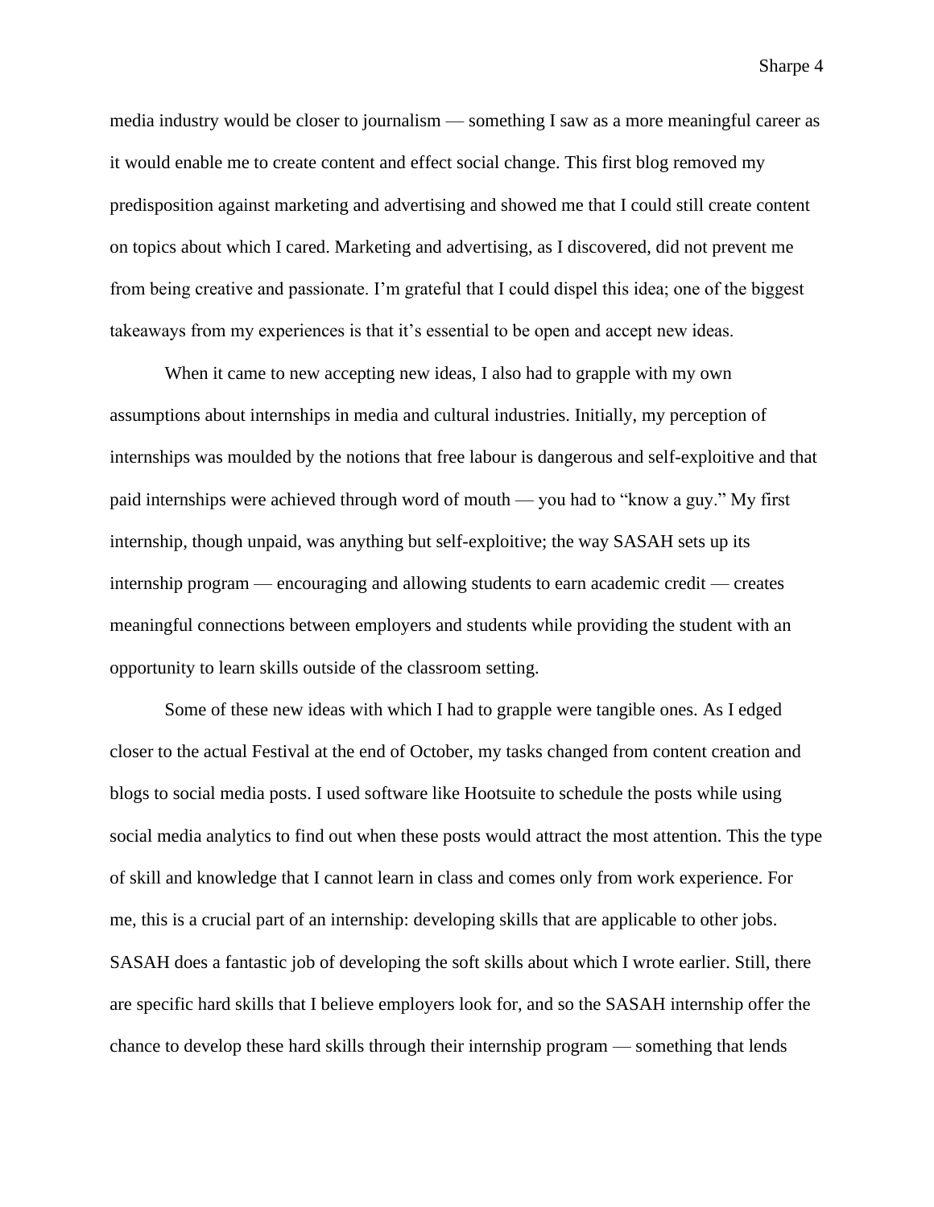media industry would be closer to journalism — something I saw as a more meaningful career as it would enable me to create content and effect social change. This first blog removed my predisposition against marketing and advertising and showed me that I could still create content on topics about which I cared. Marketing and advertising, as I discovered, did not prevent me from being creative and passionate. I'm grateful that I could dispel this idea; one of the biggest takeaways from my experiences is that it's essential to be open and accept new ideas.

When it came to new accepting new ideas, I also had to grapple with my own assumptions about internships in media and cultural industries. Initially, my perception of internships was moulded by the notions that free labour is dangerous and self-exploitive and that paid internships were achieved through word of mouth — you had to "know a guy." My first internship, though unpaid, was anything but self-exploitive; the way SASAH sets up its internship program — encouraging and allowing students to earn academic credit — creates meaningful connections between employers and students while providing the student with an opportunity to learn skills outside of the classroom setting.

Some of these new ideas with which I had to grapple were tangible ones. As I edged closer to the actual Festival at the end of October, my tasks changed from content creation and blogs to social media posts. I used software like Hootsuite to schedule the posts while using social media analytics to find out when these posts would attract the most attention. This the type of skill and knowledge that I cannot learn in class and comes only from work experience. For me, this is a crucial part of an internship: developing skills that are applicable to other jobs. SASAH does a fantastic job of developing the soft skills about which I wrote earlier. Still, there are specific hard skills that I believe employers look for, and so the SASAH internship offer the chance to develop these hard skills through their internship program — something that lends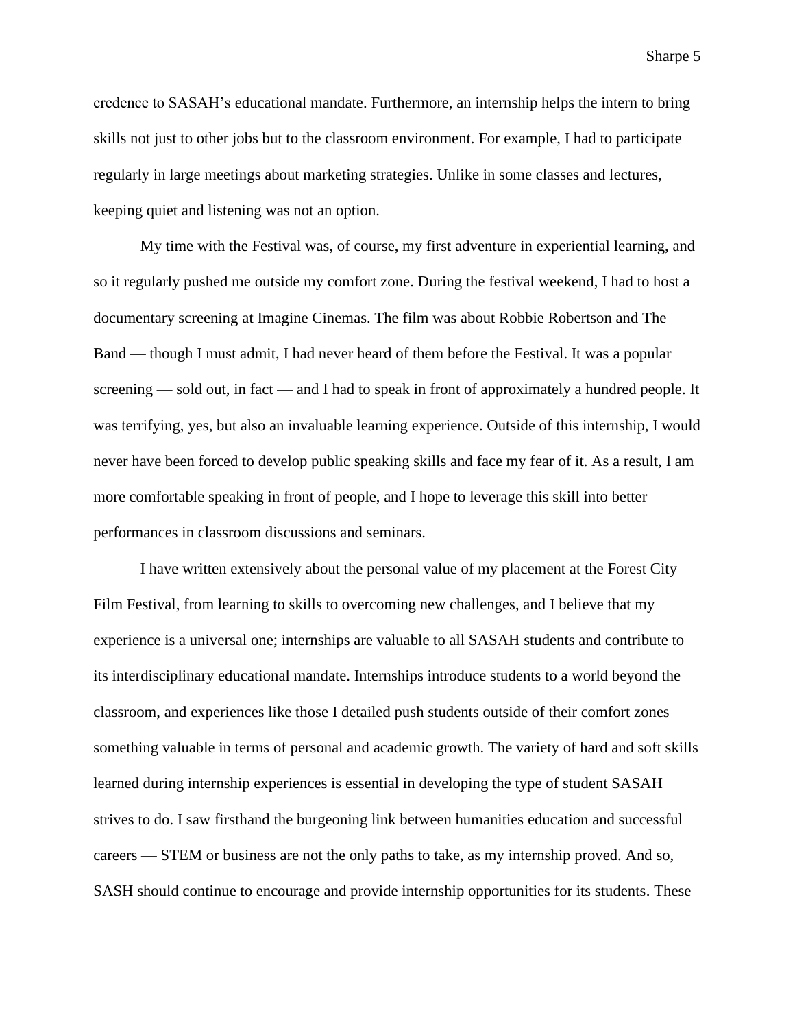credence to SASAH's educational mandate. Furthermore, an internship helps the intern to bring skills not just to other jobs but to the classroom environment. For example, I had to participate regularly in large meetings about marketing strategies. Unlike in some classes and lectures, keeping quiet and listening was not an option.

My time with the Festival was, of course, my first adventure in experiential learning, and so it regularly pushed me outside my comfort zone. During the festival weekend, I had to host a documentary screening at Imagine Cinemas. The film was about Robbie Robertson and The Band — though I must admit, I had never heard of them before the Festival. It was a popular screening — sold out, in fact — and I had to speak in front of approximately a hundred people. It was terrifying, yes, but also an invaluable learning experience. Outside of this internship, I would never have been forced to develop public speaking skills and face my fear of it. As a result, I am more comfortable speaking in front of people, and I hope to leverage this skill into better performances in classroom discussions and seminars.

I have written extensively about the personal value of my placement at the Forest City Film Festival, from learning to skills to overcoming new challenges, and I believe that my experience is a universal one; internships are valuable to all SASAH students and contribute to its interdisciplinary educational mandate. Internships introduce students to a world beyond the classroom, and experiences like those I detailed push students outside of their comfort zones — something valuable in terms of personal and academic growth. The variety of hard and soft skills learned during internship experiences is essential in developing the type of student SASAH strives to do. I saw firsthand the burgeoning link between humanities education and successful careers — STEM or business are not the only paths to take, as my internship proved. And so, SASH should continue to encourage and provide internship opportunities for its students. These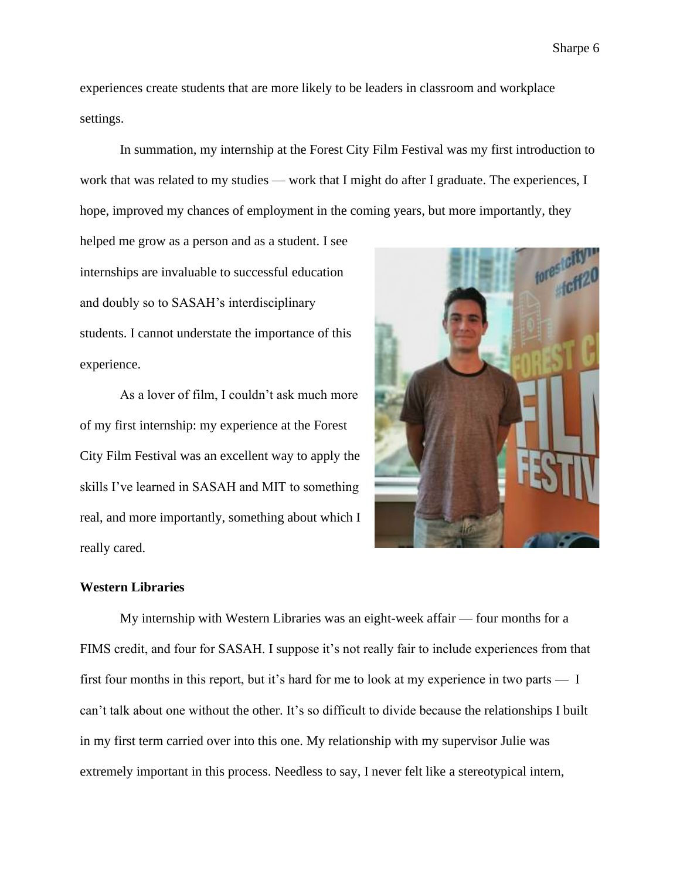experiences create students that are more likely to be leaders in classroom and workplace settings.

In summation, my internship at the Forest City Film Festival was my first introduction to work that was related to my studies — work that I might do after I graduate. The experiences, I hope, improved my chances of employment in the coming years, but more importantly, they helped me grow as a person and as a student. I see internships are invaluable to successful education and doubly so to SASAH's interdisciplinary students. I cannot understate the importance of this experience.

As a lover of film, I couldn't ask much more of my first internship: my experience at the Forest City Film Festival was an excellent way to apply the skills I've learned in SASAH and MIT to something real, and more importantly, something about which I really cared.

**Western Libraries**

My internship with Western Libraries was an eight-week affair — four months for a FIMS credit, and four for SASAH. I suppose it's not really fair to include experiences from that first four months in this report, but it's hard for me to look at my experience in two parts — I can't talk about one without the other. It's so difficult to divide because the relationships I built in my first term carried over into this one. My relationship with my supervisor Julie was extremely important in this process. Needless to say, I never felt like a stereotypical intern,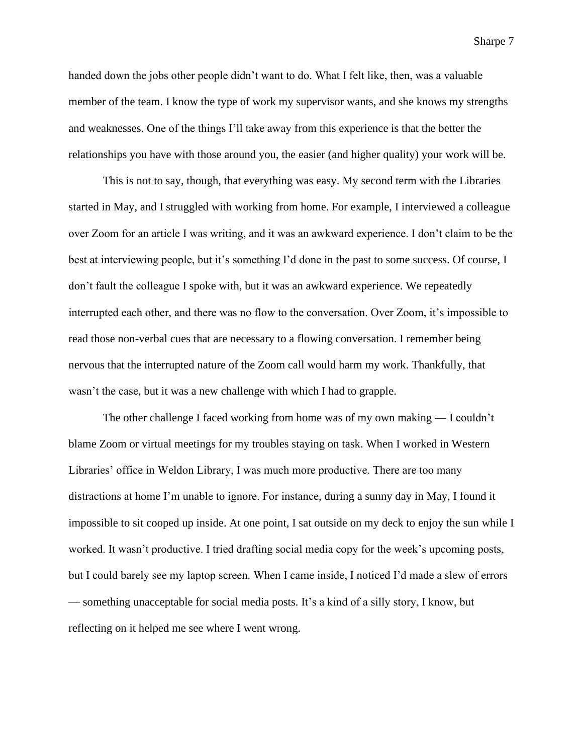handed down the jobs other people didn't want to do. What I felt like, then, was a valuable member of the team. I know the type of work my supervisor wants, and she knows my strengths and weaknesses. One of the things I'll take away from this experience is that the better the relationships you have with those around you, the easier (and higher quality) your work will be.

This is not to say, though, that everything was easy. My second term with the Libraries started in May, and I struggled with working from home. For example, I interviewed a colleague over Zoom for an article I was writing, and it was an awkward experience. I don't claim to be the best at interviewing people, but it's something I'd done in the past to some success. Of course, I don't fault the colleague I spoke with, but it was an awkward experience. We repeatedly interrupted each other, and there was no flow to the conversation. Over Zoom, it's impossible to read those non-verbal cues that are necessary to a flowing conversation. I remember being nervous that the interrupted nature of the Zoom call would harm my work. Thankfully, that wasn't the case, but it was a new challenge with which I had to grapple.

The other challenge I faced working from home was of my own making — I couldn't blame Zoom or virtual meetings for my troubles staying on task. When I worked in Western Libraries' office in Weldon Library, I was much more productive. There are too many distractions at home I'm unable to ignore. For instance, during a sunny day in May, I found it impossible to sit cooped up inside. At one point, I sat outside on my deck to enjoy the sun while I worked. It wasn't productive. I tried drafting social media copy for the week's upcoming posts, but I could barely see my laptop screen. When I came inside, I noticed I'd made a slew of errors — something unacceptable for social media posts. It's a kind of a silly story, I know, but reflecting on it helped me see where I went wrong.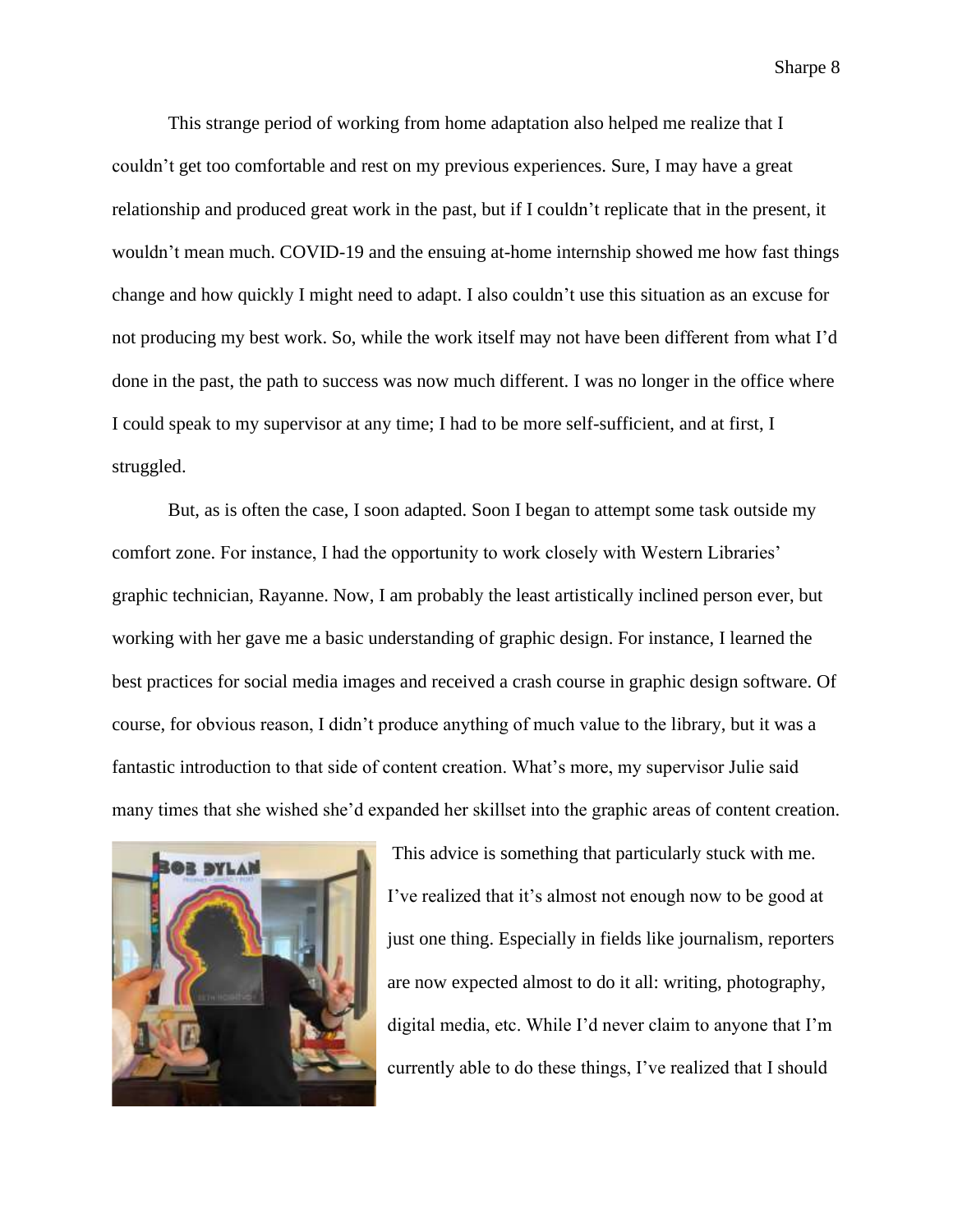This strange period of working from home adaptation also helped me realize that I couldn't get too comfortable and rest on my previous experiences. Sure, I may have a great relationship and produced great work in the past, but if I couldn't replicate that in the present, it wouldn't mean much. COVID-19 and the ensuing at-home internship showed me how fast things change and how quickly I might need to adapt. I also couldn't use this situation as an excuse for not producing my best work. So, while the work itself may not have been different from what I'd done in the past, the path to success was now much different. I was no longer in the office where I could speak to my supervisor at any time; I had to be more self-sufficient, and at first, I struggled.

But, as is often the case, I soon adapted. Soon I began to attempt some task outside my comfort zone. For instance, I had the opportunity to work closely with Western Libraries' graphic technician, Rayanne. Now, I am probably the least artistically inclined person ever, but working with her gave me a basic understanding of graphic design. For instance, I learned the best practices for social media images and received a crash course in graphic design software. Of course, for obvious reason, I didn't produce anything of much value to the library, but it was a fantastic introduction to that side of content creation. What's more, my supervisor Julie said many times that she wished she'd expanded her skillset into the graphic areas of content creation.

This advice is something that particularly stuck with me. I've realized that it's almost not enough now to be good at just one thing. Especially in fields like journalism, reporters are now expected almost to do it all: writing, photography, digital media, etc. While I'd never claim to anyone that I'm currently able to do these things, I've realized that I should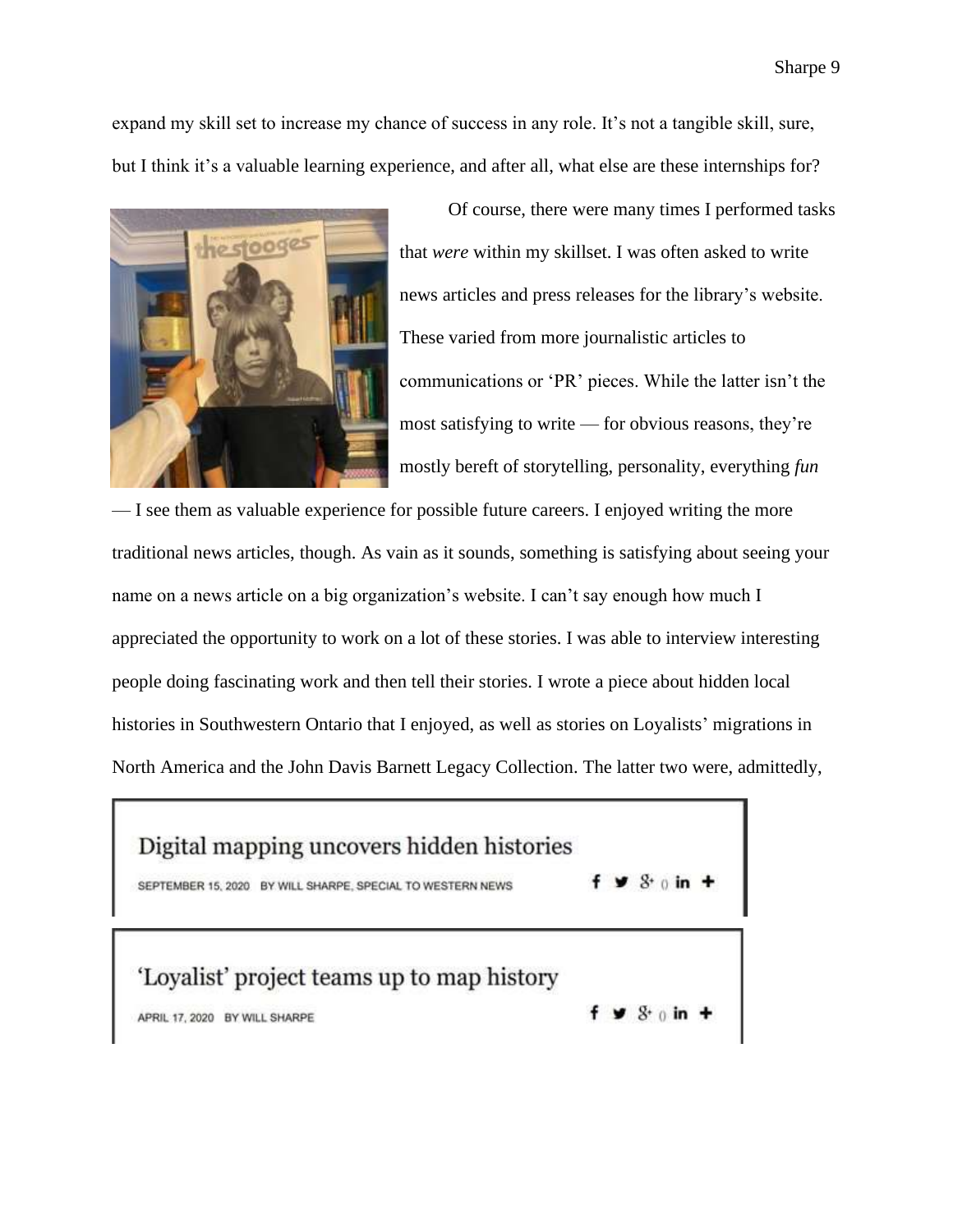expand my skill set to increase my chance of success in any role. It's not a tangible skill, sure, but I think it's a valuable learning experience, and after all, what else are these internships for?

Of course, there were many times I performed tasks that *were* within my skillset. I was often asked to write news articles and press releases for the library's website. These varied from more journalistic articles to communications or 'PR' pieces. While the latter isn't the most satisfying to write — for obvious reasons, they're mostly bereft of storytelling, personality, everything *fun* — I see them as valuable experience for possible future careers. I enjoyed writing the more traditional news articles, though. As vain as it sounds, something is satisfying about seeing your name on a news article on a big organization's website. I can't say enough how much I appreciated the opportunity to work on a lot of these stories. I was able to interview interesting people doing fascinating work and then tell their stories. I wrote a piece about hidden local histories in Southwestern Ontario that I enjoyed, as well as stories on Loyalists' migrations in North America and the John Davis Barnett Legacy Collection. The latter two were, admittedly,

Digital mapping uncovers hidden histories

SEPTEMBER 15, 2020 BY WILL SHARPE, SPECIAL TO WESTERN NEWS

'Loyalist' project teams up to map history

APRIL 17, 2020 BY WILL SHARPE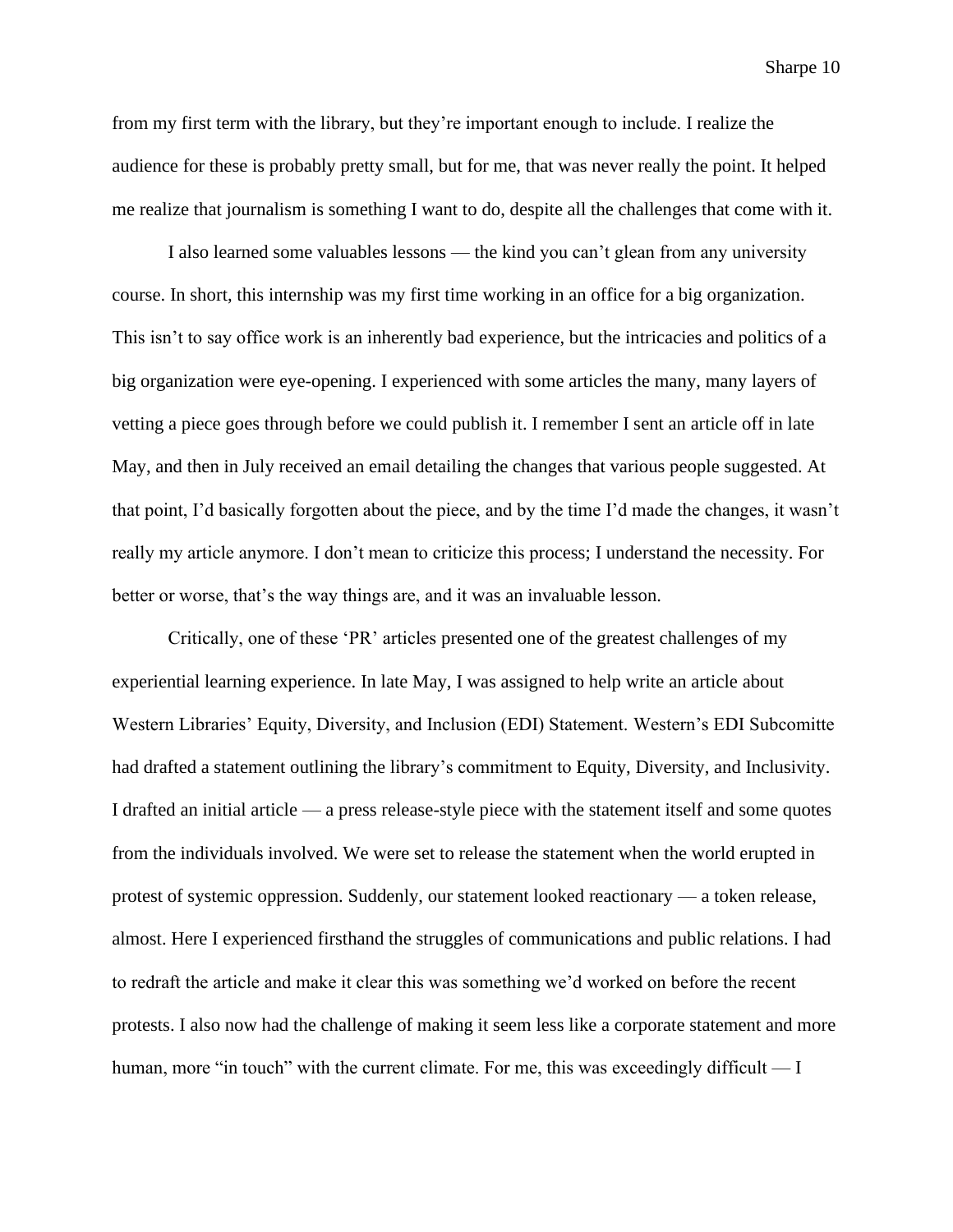from my first term with the library, but they're important enough to include. I realize the audience for these is probably pretty small, but for me, that was never really the point. It helped me realize that journalism is something I want to do, despite all the challenges that come with it.

I also learned some valuables lessons — the kind you can't glean from any university course. In short, this internship was my first time working in an office for a big organization. This isn't to say office work is an inherently bad experience, but the intricacies and politics of a big organization were eye-opening. I experienced with some articles the many, many layers of vetting a piece goes through before we could publish it. I remember I sent an article off in late May, and then in July received an email detailing the changes that various people suggested. At that point, I'd basically forgotten about the piece, and by the time I'd made the changes, it wasn't really my article anymore. I don't mean to criticize this process; I understand the necessity. For better or worse, that's the way things are, and it was an invaluable lesson.

Critically, one of these 'PR' articles presented one of the greatest challenges of my experiential learning experience. In late May, I was assigned to help write an article about Western Libraries' Equity, Diversity, and Inclusion (EDI) Statement. Western's EDI Subcomitte had drafted a statement outlining the library's commitment to Equity, Diversity, and Inclusivity. I drafted an initial article — a press release-style piece with the statement itself and some quotes from the individuals involved. We were set to release the statement when the world erupted in protest of systemic oppression. Suddenly, our statement looked reactionary — a token release, almost. Here I experienced firsthand the struggles of communications and public relations. I had to redraft the article and make it clear this was something we'd worked on before the recent protests. I also now had the challenge of making it seem less like a corporate statement and more human, more "in touch" with the current climate. For me, this was exceedingly difficult — I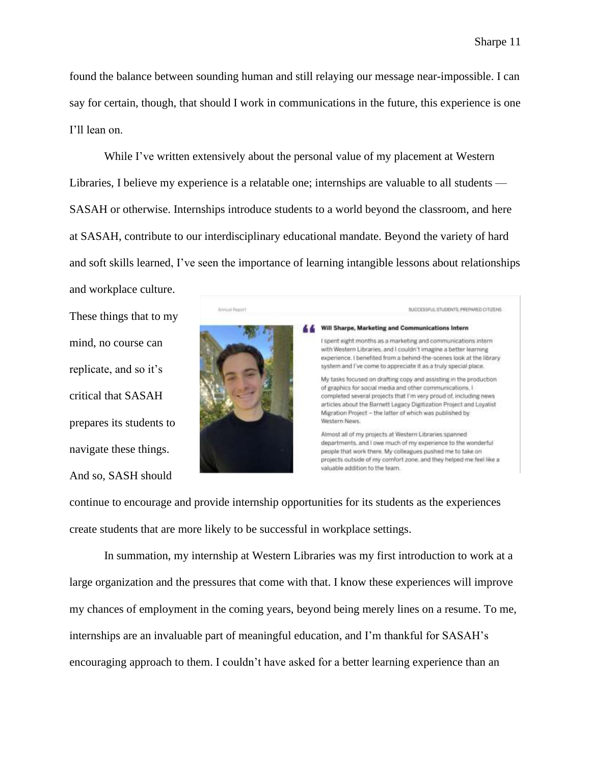found the balance between sounding human and still relaying our message near-impossible. I can say for certain, though, that should I work in communications in the future, this experience is one I'll lean on.

While I've written extensively about the personal value of my placement at Western Libraries, I believe my experience is a relatable one; internships are valuable to all students — SASAH or otherwise. Internships introduce students to a world beyond the classroom, and here at SASAH, contribute to our interdisciplinary educational mandate. Beyond the variety of hard and soft skills learned, I've seen the importance of learning intangible lessons about relationships and workplace culture. These things that to my mind, no course can replicate, and so it's critical that SASAH prepares its students to navigate these things. And so, SASH should continue to encourage and provide internship opportunities for its students as the experiences create students that are more likely to be successful in workplace settings.

> Annual Report — SUCCESSFUL STUDENTS, PREPARED CITIZENS
>
> **Will Sharpe, Marketing and Communications Intern**
>
> I spent eight months as a marketing and communications intern with Western Libraries, and I couldn't imagine a better learning experience. I benefited from a behind-the-scenes look at the library system and I've come to appreciate it as a truly special place.
>
> My tasks focused on drafting copy and assisting in the production of graphics for social media and other communications. I completed several projects that I'm very proud of, including news articles about the Barnett Legacy Digitization Project and Loyalist Migration Project – the latter of which was published by Western News.
>
> Almost all of my projects at Western Libraries spanned departments, and I owe much of my experience to the wonderful people that work there. My colleagues pushed me to take on projects outside of my comfort zone, and they helped me feel like a valuable addition to the team.

In summation, my internship at Western Libraries was my first introduction to work at a large organization and the pressures that come with that. I know these experiences will improve my chances of employment in the coming years, beyond being merely lines on a resume. To me, internships are an invaluable part of meaningful education, and I'm thankful for SASAH's encouraging approach to them. I couldn't have asked for a better learning experience than an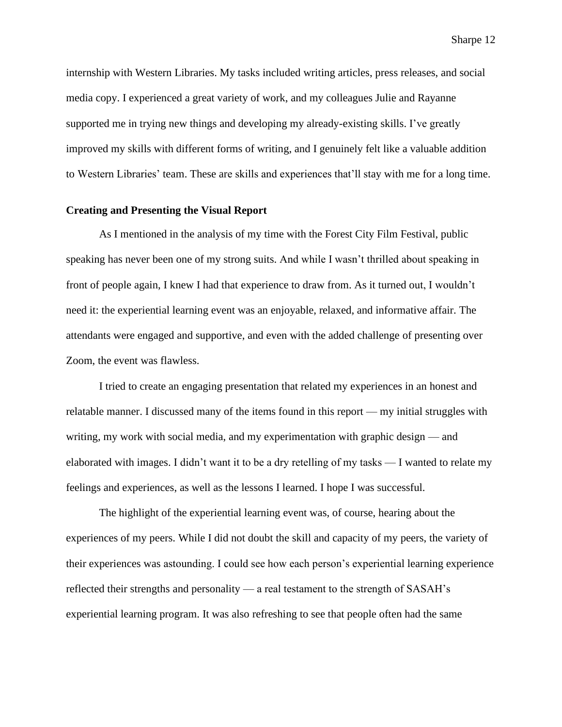internship with Western Libraries. My tasks included writing articles, press releases, and social media copy. I experienced a great variety of work, and my colleagues Julie and Rayanne supported me in trying new things and developing my already-existing skills. I've greatly improved my skills with different forms of writing, and I genuinely felt like a valuable addition to Western Libraries' team. These are skills and experiences that'll stay with me for a long time.

**Creating and Presenting the Visual Report**

As I mentioned in the analysis of my time with the Forest City Film Festival, public speaking has never been one of my strong suits. And while I wasn't thrilled about speaking in front of people again, I knew I had that experience to draw from. As it turned out, I wouldn't need it: the experiential learning event was an enjoyable, relaxed, and informative affair. The attendants were engaged and supportive, and even with the added challenge of presenting over Zoom, the event was flawless.

I tried to create an engaging presentation that related my experiences in an honest and relatable manner. I discussed many of the items found in this report — my initial struggles with writing, my work with social media, and my experimentation with graphic design — and elaborated with images. I didn't want it to be a dry retelling of my tasks — I wanted to relate my feelings and experiences, as well as the lessons I learned. I hope I was successful.

The highlight of the experiential learning event was, of course, hearing about the experiences of my peers. While I did not doubt the skill and capacity of my peers, the variety of their experiences was astounding. I could see how each person's experiential learning experience reflected their strengths and personality — a real testament to the strength of SASAH's experiential learning program. It was also refreshing to see that people often had the same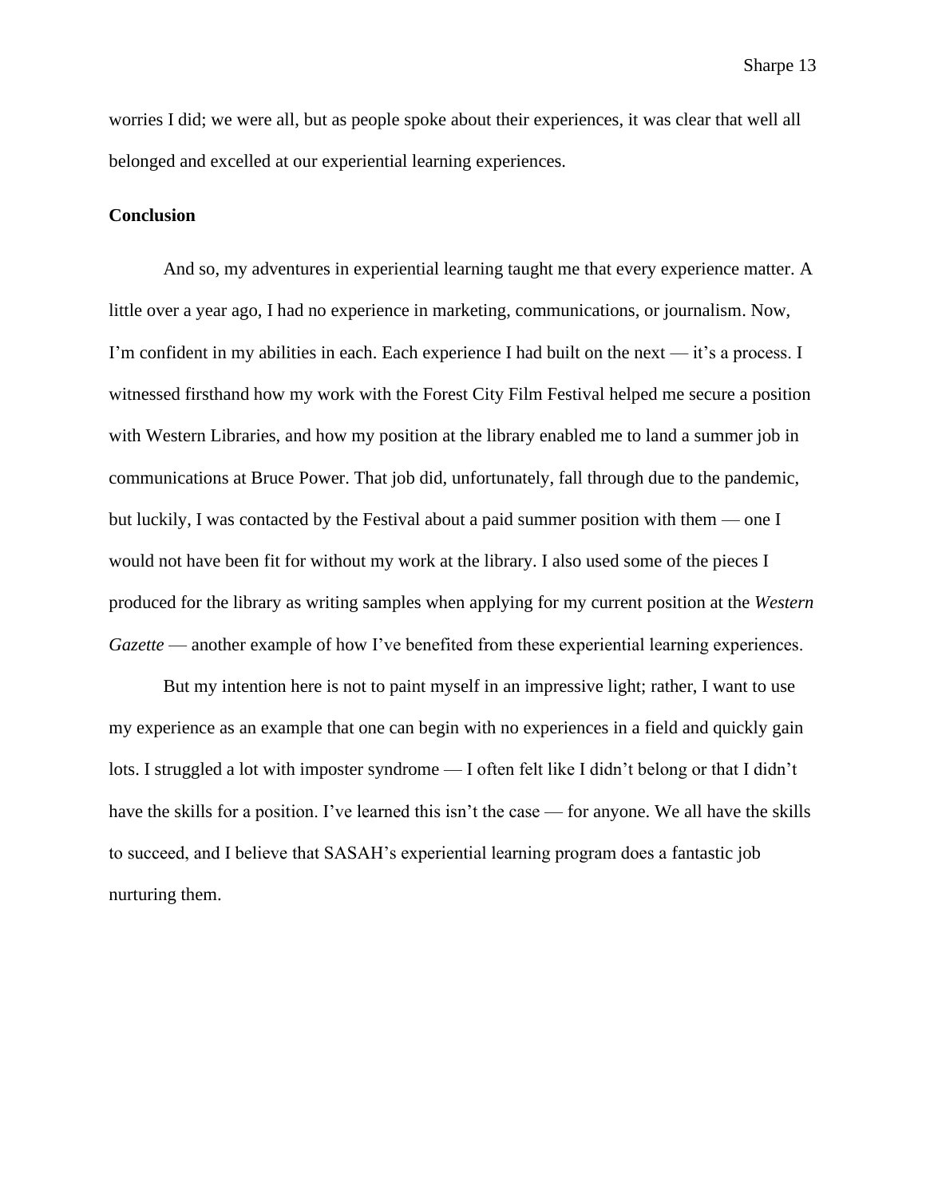worries I did; we were all, but as people spoke about their experiences, it was clear that well all belonged and excelled at our experiential learning experiences.

**Conclusion**

And so, my adventures in experiential learning taught me that every experience matter. A little over a year ago, I had no experience in marketing, communications, or journalism. Now, I'm confident in my abilities in each. Each experience I had built on the next — it's a process. I witnessed firsthand how my work with the Forest City Film Festival helped me secure a position with Western Libraries, and how my position at the library enabled me to land a summer job in communications at Bruce Power. That job did, unfortunately, fall through due to the pandemic, but luckily, I was contacted by the Festival about a paid summer position with them — one I would not have been fit for without my work at the library. I also used some of the pieces I produced for the library as writing samples when applying for my current position at the *Western Gazette* — another example of how I've benefited from these experiential learning experiences.

But my intention here is not to paint myself in an impressive light; rather, I want to use my experience as an example that one can begin with no experiences in a field and quickly gain lots. I struggled a lot with imposter syndrome — I often felt like I didn't belong or that I didn't have the skills for a position. I've learned this isn't the case — for anyone. We all have the skills to succeed, and I believe that SASAH's experiential learning program does a fantastic job nurturing them.